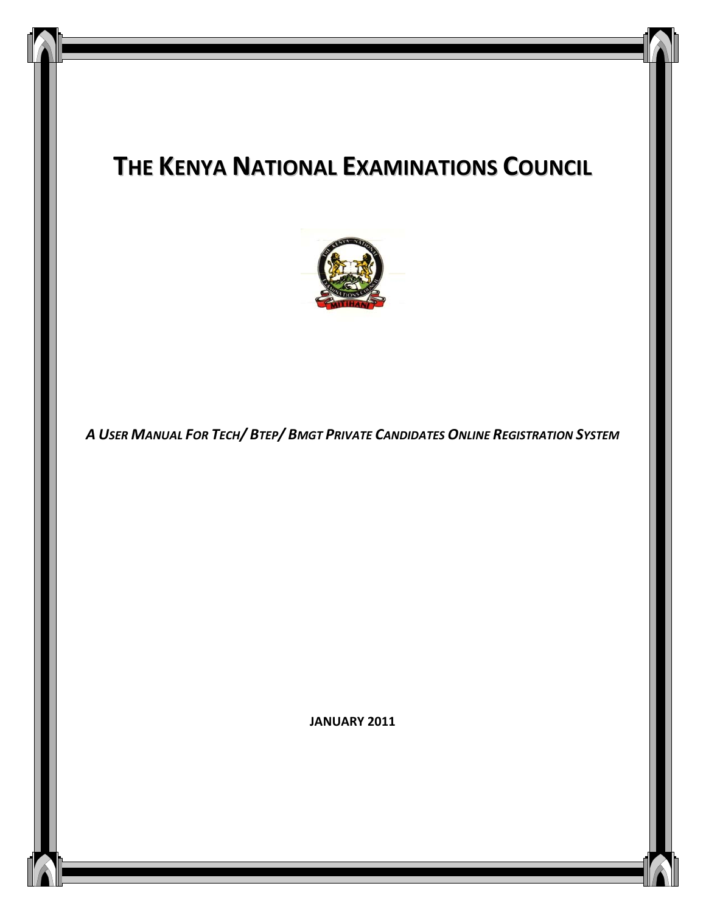# THE KENYA NATIONAL EXAMINATIONS COUNCIL

***A USER MANUAL FOR TECH/ BTEP/ BMGT PRIVATE CANDIDATES ONLINE REGISTRATION SYSTEM***

**JANUARY 2011**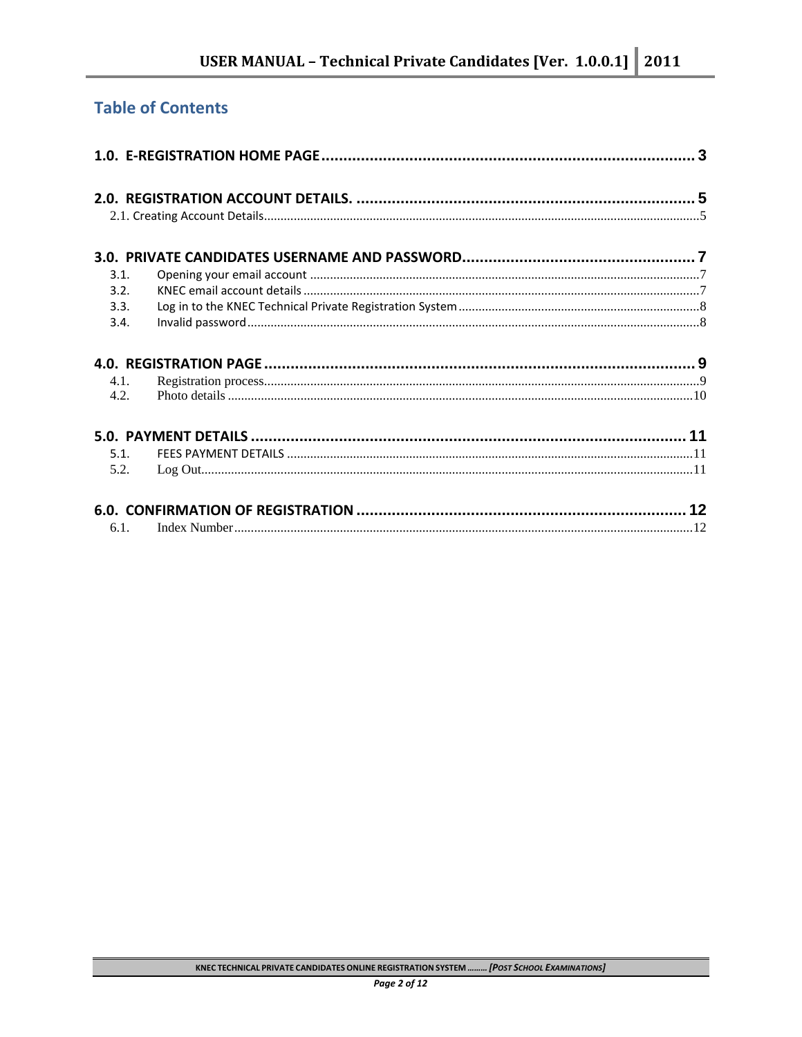# Table of Contents

**1.0. E-REGISTRATION HOME PAGE ..................................................................................... 3**

**2.0. REGISTRATION ACCOUNT DETAILS. ............................................................................. 5**

2.1. Creating Account Details.................................................................................................................................5

**3.0. PRIVATE CANDIDATES USERNAME AND PASSWORD..................................................... 7**

3.1. Opening your email account ......................................................................................................................7

3.2. KNEC email account details .......................................................................................................................7

3.3. Log in to the KNEC Technical Private Registration System .........................................................................8

3.4. Invalid password ........................................................................................................................................8

**4.0. REGISTRATION PAGE .................................................................................................. 9**

4.1. Registration process....................................................................................................................................9

4.2. Photo details ............................................................................................................................................10

**5.0. PAYMENT DETAILS .................................................................................................. 11**

5.1. FEES PAYMENT DETAILS ...........................................................................................................................11

5.2. Log Out......................................................................................................................................................11

**6.0. CONFIRMATION OF REGISTRATION .......................................................................... 12**

6.1. Index Number............................................................................................................................................12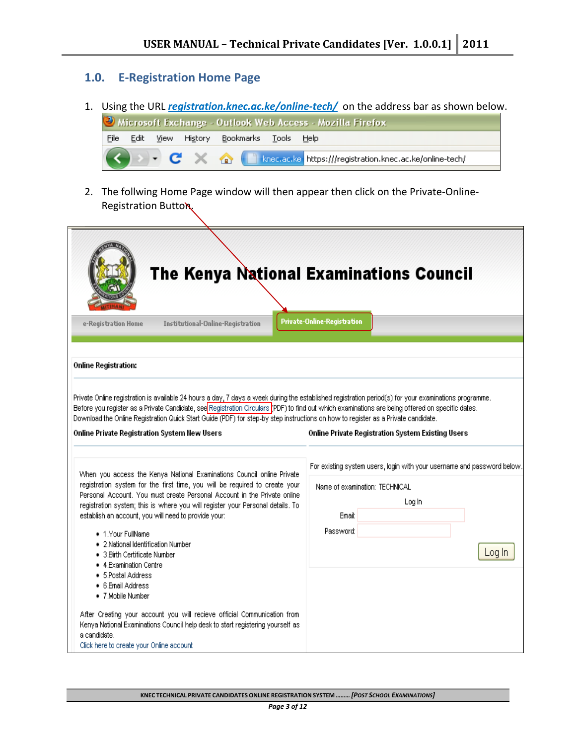## 1.0. E-Registration Home Page

1. Using the URL [registration.knec.ac.ke/online-tech/](registration.knec.ac.ke/online-tech/) on the address bar as shown below.

2. The follwing Home Page window will then appear then click on the Private-Online-Registration Button.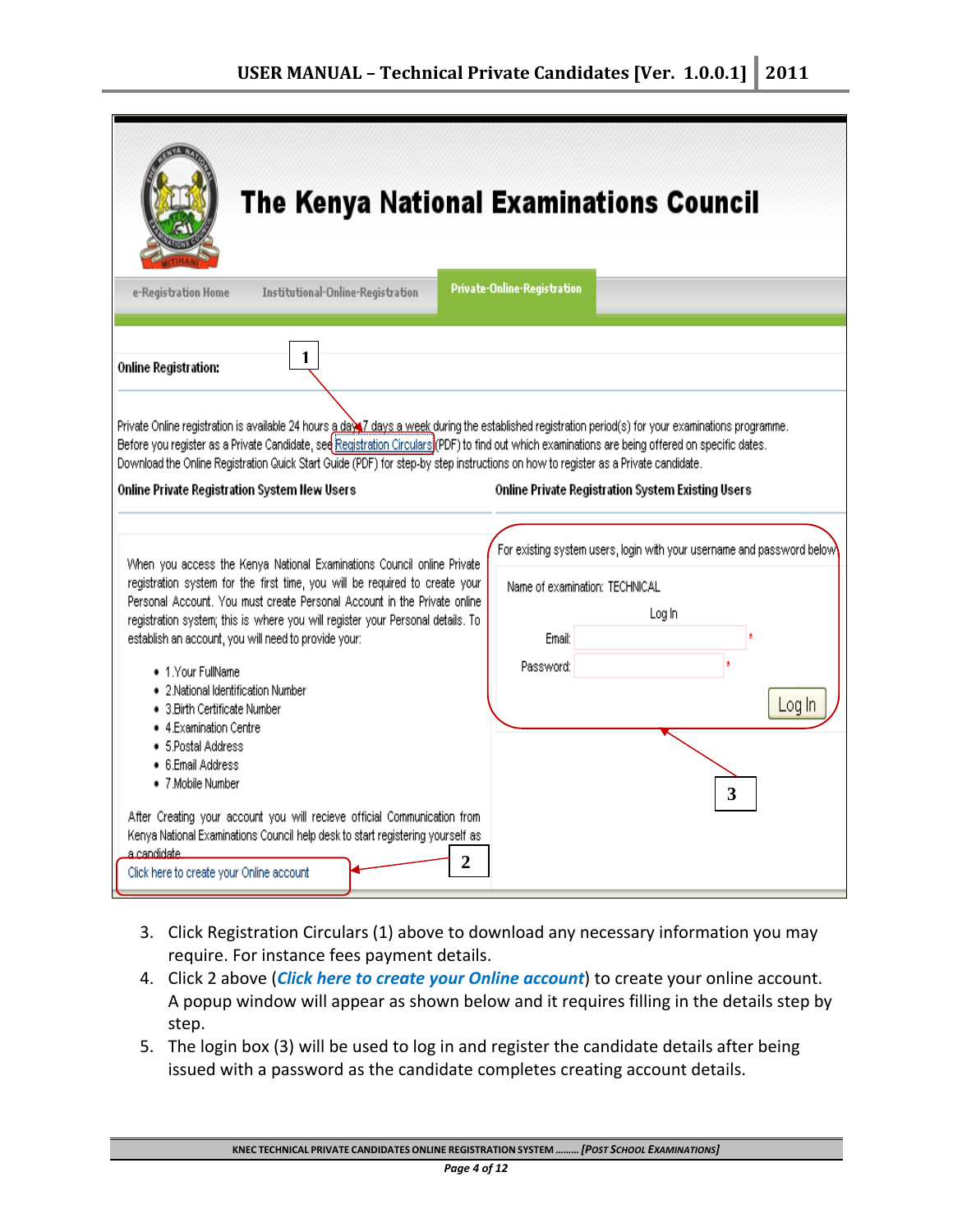The Kenya National Examinations Council

e-Registration Home | Institutional-Online-Registration | Private-Online-Registration

**Online Registration:**

1

Private Online registration is available 24 hours a day 7 days a week during the established registration period(s) for your examinations programme. Before you register as a Private Candidate, see Registration Circulars (PDF) to find out which examinations are being offered on specific dates. Download the Online Registration Quick Start Guide (PDF) for step-by step instructions on how to register as a Private candidate.

**Online Private Registration System New Users**

When you access the Kenya National Examinations Council online Private registration system for the first time, you will be required to create your Personal Account. You must create Personal Account in the Private online registration system; this is where you will register your Personal details. To establish an account, you will need to provide your:

- 1.Your FullName
- 2.National Identification Number
- 3.Birth Certificate Number
- 4.Examination Centre
- 5.Postal Address
- 6.Email Address
- 7.Mobile Number

After Creating your account you will recieve official Communication from Kenya National Examinations Council help desk to start registering yourself as a candidate.

Click here to create your Online account

2

**Online Private Registration System Existing Users**

For existing system users, login with your username and password below

Name of examination: TECHNICAL

Log In

Email: *

Password: *

Log In

3

3. Click Registration Circulars (1) above to download any necessary information you may require. For instance fees payment details.
4. Click 2 above (***Click here to create your Online account***) to create your online account. A popup window will appear as shown below and it requires filling in the details step by step.
5. The login box (3) will be used to log in and register the candidate details after being issued with a password as the candidate completes creating account details.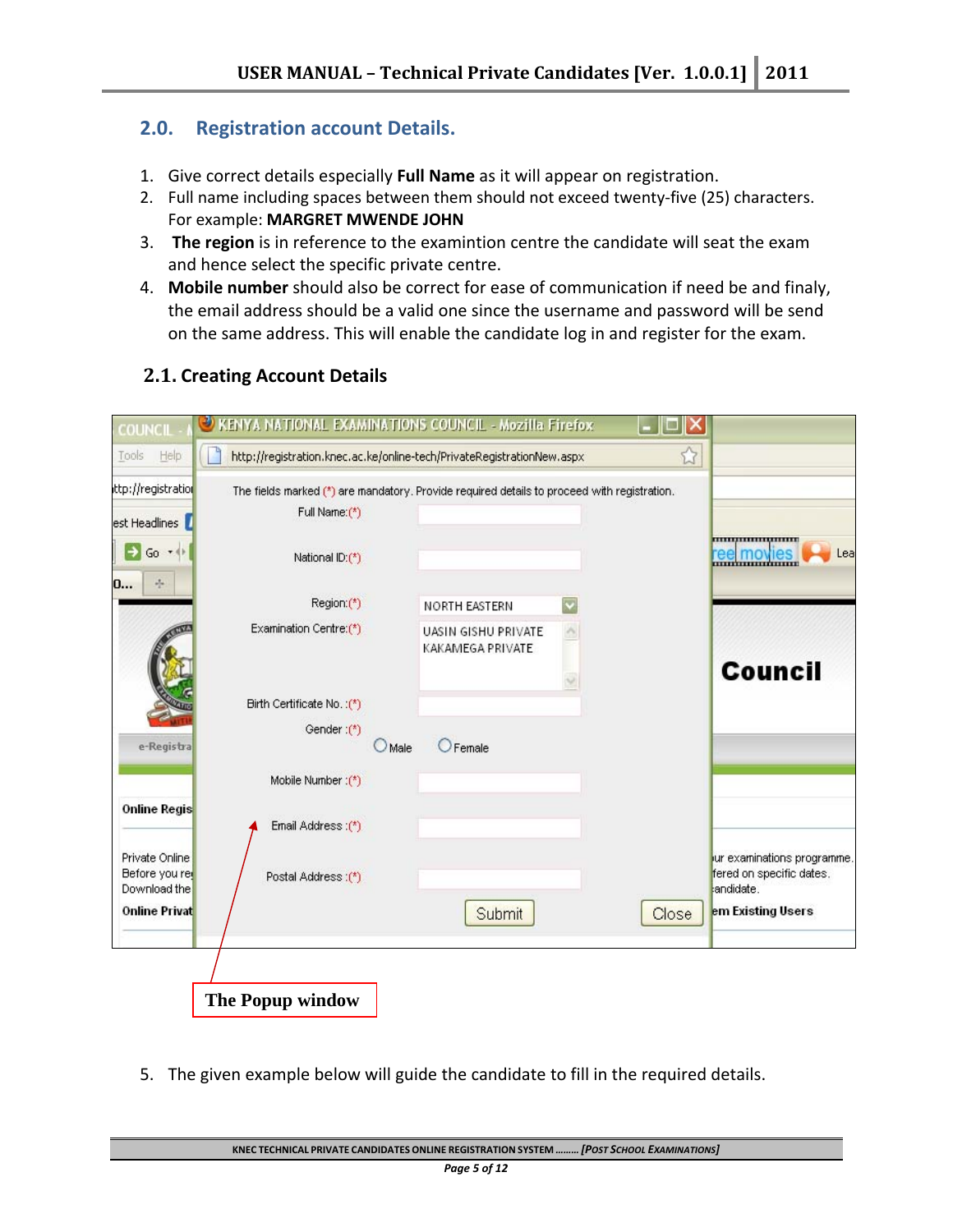## 2.0. Registration account Details.

1. Give correct details especially **Full Name** as it will appear on registration.
2. Full name including spaces between them should not exceed twenty-five (25) characters. For example: **MARGRET MWENDE JOHN**
3. **The region** is in reference to the examintion centre the candidate will seat the exam and hence select the specific private centre.
4. **Mobile number** should also be correct for ease of communication if need be and finaly, the email address should be a valid one since the username and password will be send on the same address. This will enable the candidate log in and register for the exam.

### 2.1. Creating Account Details

The Popup window

5. The given example below will guide the candidate to fill in the required details.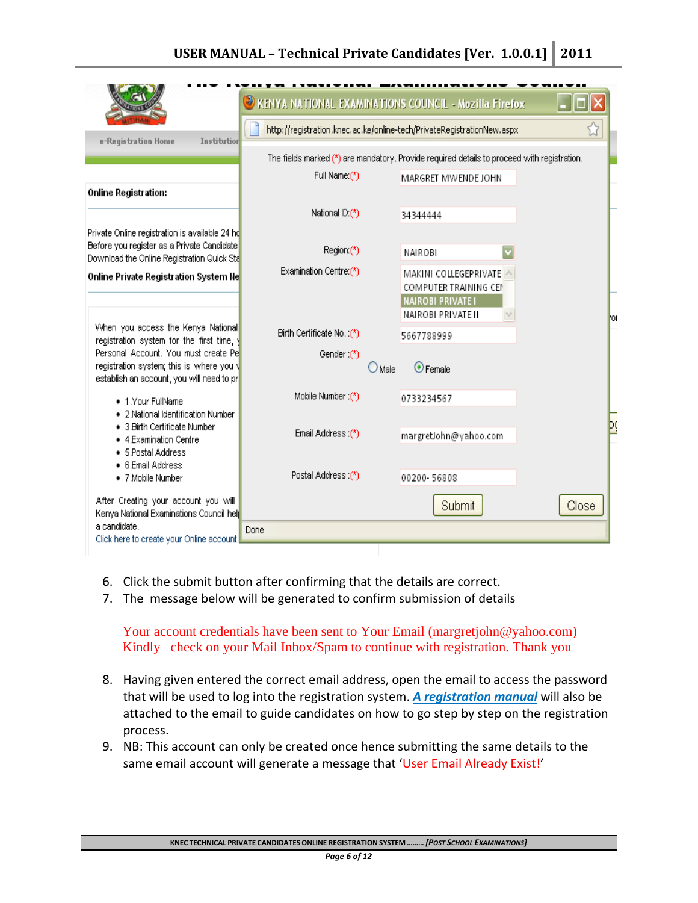6. Click the submit button after confirming that the details are correct.
7. The message below will be generated to confirm submission of details

   Your account credentials have been sent to Your Email (margretjohn@yahoo.com) Kindly check on your Mail Inbox/Spam to continue with registration. Thank you

8. Having given entered the correct email address, open the email to access the password that will be used to log into the registration system. ***A registration manual*** will also be attached to the email to guide candidates on how to go step by step on the registration process.
9. NB: This account can only be created once hence submitting the same details to the same email account will generate a message that 'User Email Already Exist!'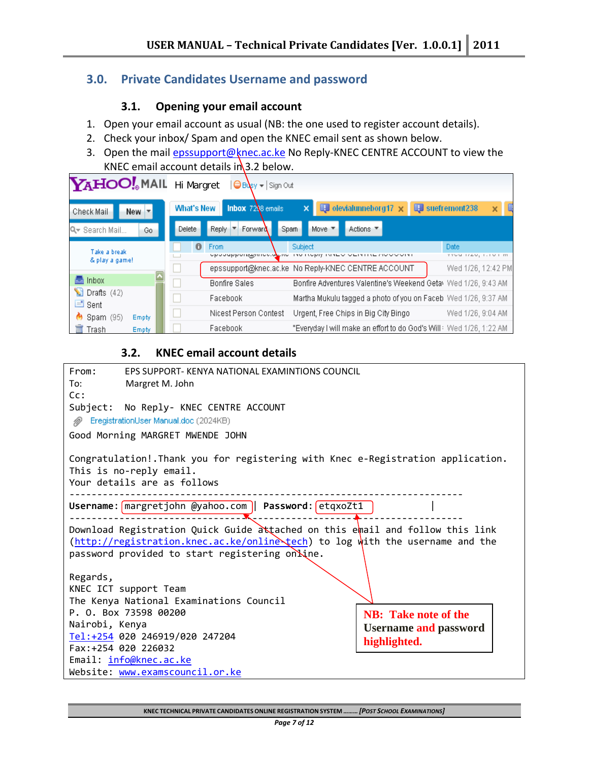## 3.0. Private Candidates Username and password

### 3.1. Opening your email account

1. Open your email account as usual (NB: the one used to register account details).
2. Check your inbox/ Spam and open the KNEC email sent as shown below.
3. Open the mail epssupport@knec.ac.ke No Reply-KNEC CENTRE ACCOUNT to view the KNEC email account details in 3.2 below.

### 3.2. KNEC email account details

From: EPS SUPPORT- KENYA NATIONAL EXAMINTIONS COUNCIL
To: Margret M. John
Cc:
Subject: No Reply- KNEC CENTRE ACCOUNT
EregistrationUser Manual.doc (2024KB)

Good Morning MARGRET MWENDE JOHN

Congratulation!.Thank you for registering with Knec e-Registration application.
This is no-reply email.
Your details are as follows

---

**Username:** margretjohn @yahoo.com | **Password:** etqxoZt1 |

---

Download Registration Quick Guide attached on this email and follow this link (http://registration.knec.ac.ke/online-tech) to log with the username and the password provided to start registering online.

Regards,
KNEC ICT support Team
The Kenya National Examinations Council
P. O. Box 73598 00200
Nairobi, Kenya
Tel:+254 020 246919/020 247204
Fax:+254 020 226032
Email: info@knec.ac.ke
Website: www.examscouncil.or.ke

**NB: Take note of the Username and password highlighted.**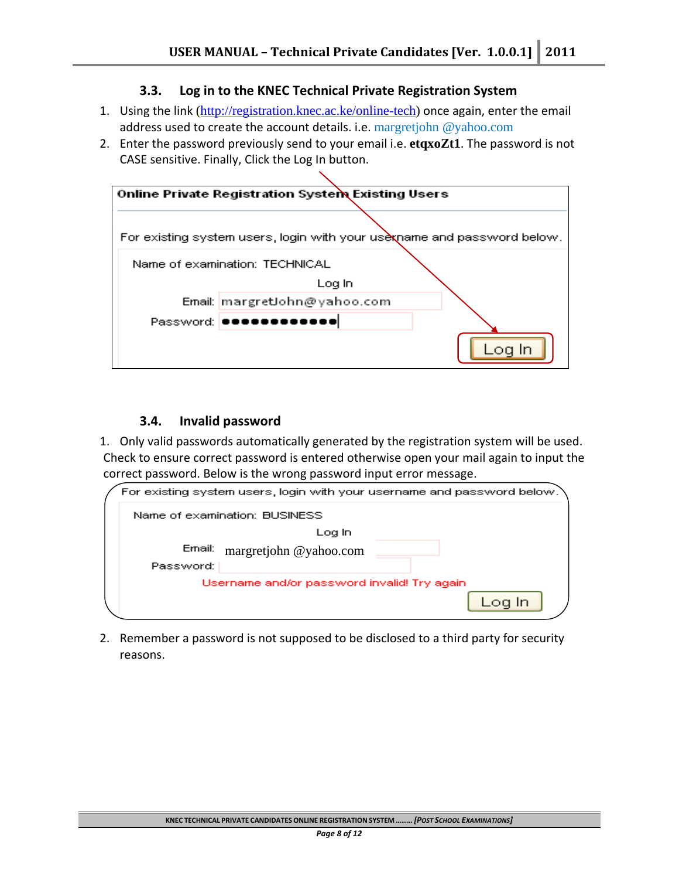### 3.3. Log in to the KNEC Technical Private Registration System

1. Using the link (http://registration.knec.ac.ke/online-tech) once again, enter the email address used to create the account details. i.e. margretjohn @yahoo.com
2. Enter the password previously send to your email i.e. **etqxoZt1**. The password is not CASE sensitive. Finally, Click the Log In button.

Online Private Registration System Existing Users

For existing system users, login with your username and password below.

Name of examination: TECHNICAL

Log In

Email: margretJohn@yahoo.com

Password: ●●●●●●●●●●●●●

Log In

### 3.4. Invalid password

1. Only valid passwords automatically generated by the registration system will be used. Check to ensure correct password is entered otherwise open your mail again to input the correct password. Below is the wrong password input error message.

For existing system users, login with your username and password below.

Name of examination: BUSINESS

Log In

Email: margretjohn @yahoo.com

Password:

Username and/or password invalid! Try again

Log In

2. Remember a password is not supposed to be disclosed to a third party for security reasons.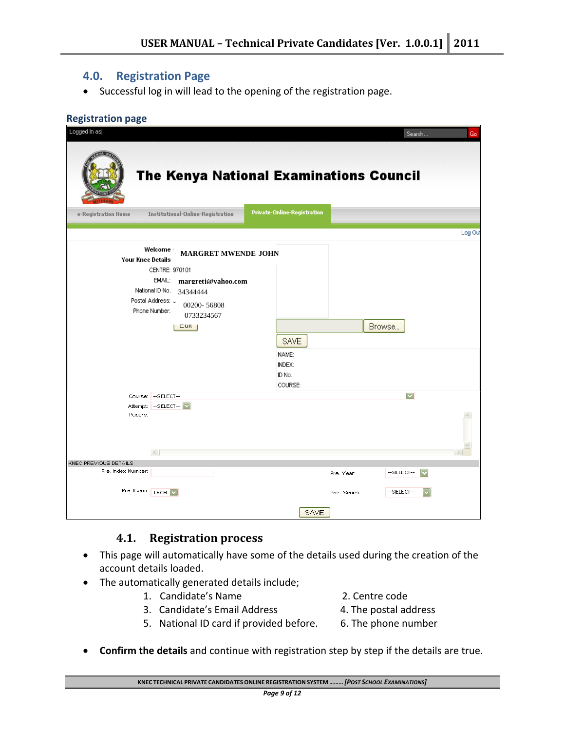## 4.0. Registration Page

- Successful log in will lead to the opening of the registration page.

**Registration page**

### 4.1. Registration process

- This page will automatically have some of the details used during the creation of the account details loaded.
- The automatically generated details include;
  1. Candidate's Name
  2. Centre code
  3. Candidate's Email Address
  4. The postal address
  5. National ID card if provided before.
  6. The phone number

- **Confirm the details** and continue with registration step by step if the details are true.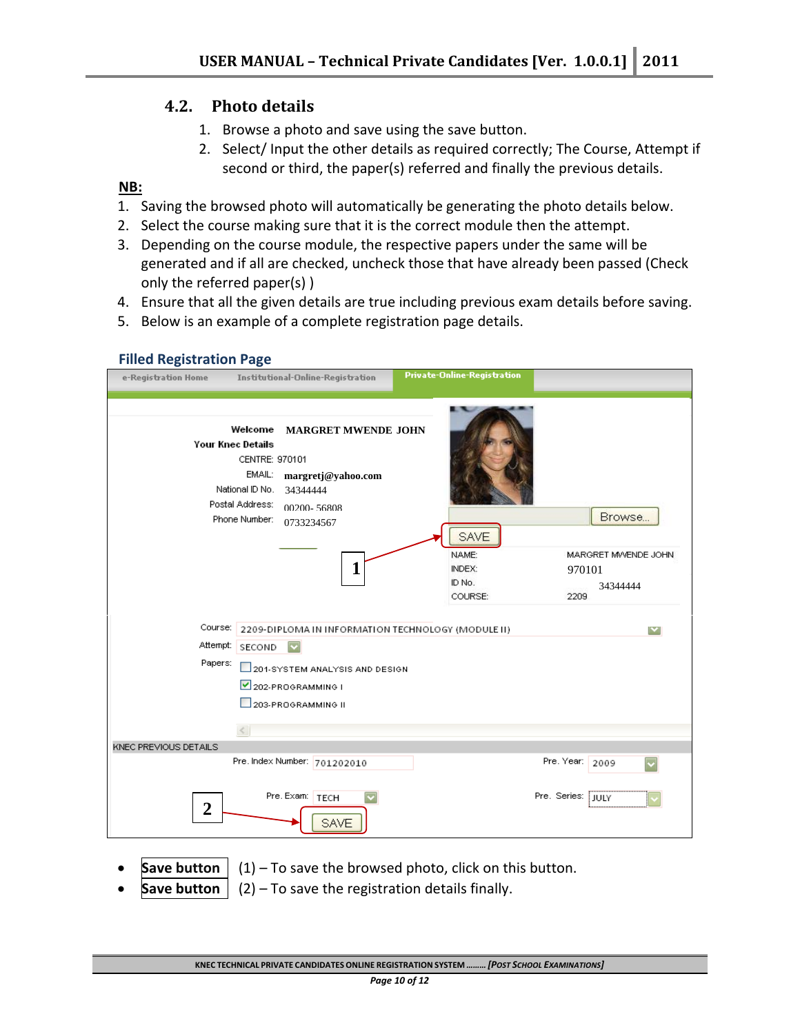## 4.2. Photo details

1. Browse a photo and save using the save button.
2. Select/ Input the other details as required correctly; The Course, Attempt if second or third, the paper(s) referred and finally the previous details.

**NB:**

1. Saving the browsed photo will automatically be generating the photo details below.
2. Select the course making sure that it is the correct module then the attempt.
3. Depending on the course module, the respective papers under the same will be generated and if all are checked, uncheck those that have already been passed (Check only the referred paper(s) )
4. Ensure that all the given details are true including previous exam details before saving.
5. Below is an example of a complete registration page details.

### Filled Registration Page

- **Save button** (1) – To save the browsed photo, click on this button.
- **Save button** (2) – To save the registration details finally.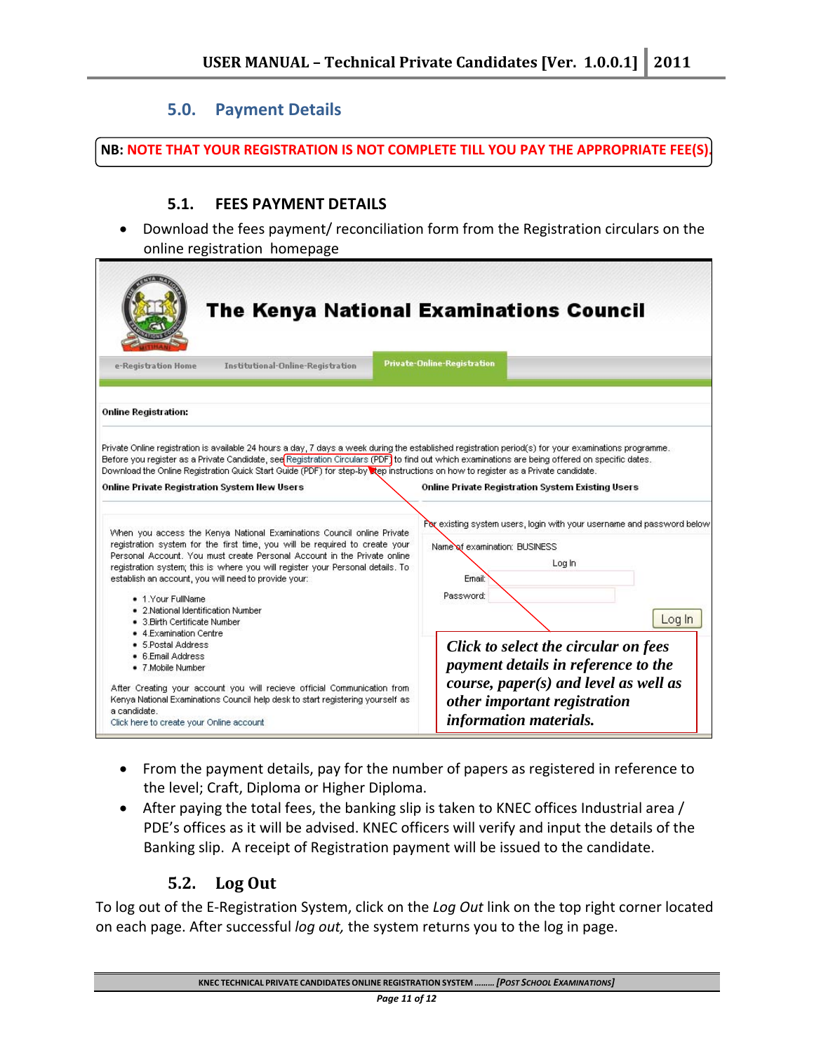## 5.0. Payment Details

**NB: NOTE THAT YOUR REGISTRATION IS NOT COMPLETE TILL YOU PAY THE APPROPRIATE FEE(S).**

### 5.1. FEES PAYMENT DETAILS

- Download the fees payment/ reconciliation form from the Registration circulars on the online registration homepage

***Click to select the circular on fees payment details in reference to the course, paper(s) and level as well as other important registration information materials.***

- From the payment details, pay for the number of papers as registered in reference to the level; Craft, Diploma or Higher Diploma.
- After paying the total fees, the banking slip is taken to KNEC offices Industrial area / PDE's offices as it will be advised. KNEC officers will verify and input the details of the Banking slip. A receipt of Registration payment will be issued to the candidate.

### 5.2. Log Out

To log out of the E-Registration System, click on the *Log Out* link on the top right corner located on each page. After successful *log out,* the system returns you to the log in page.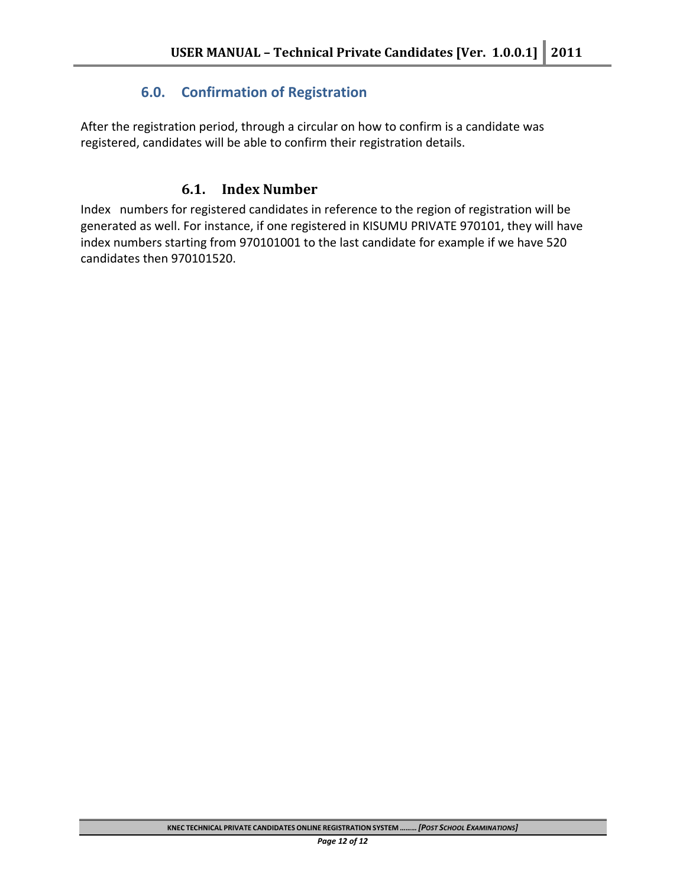## 6.0. Confirmation of Registration

After the registration period, through a circular on how to confirm is a candidate was registered, candidates will be able to confirm their registration details.

### 6.1. Index Number

Index numbers for registered candidates in reference to the region of registration will be generated as well. For instance, if one registered in KISUMU PRIVATE 970101, they will have index numbers starting from 970101001 to the last candidate for example if we have 520 candidates then 970101520.